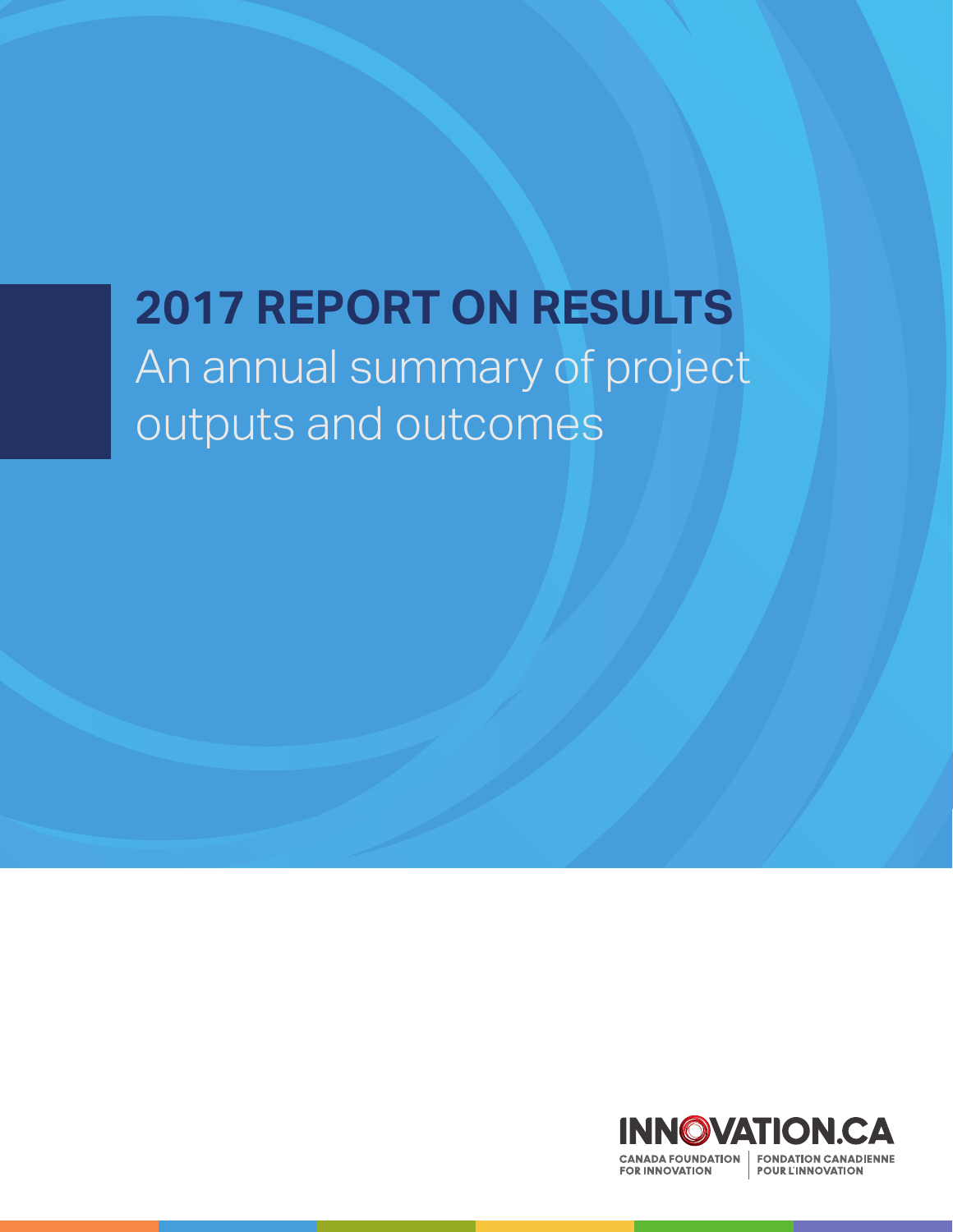# 2017 REPORT ON RESULTS

An annual summary of project outputs and outcomes

INNOVATION.CA

CANADA FOUNDATION FOR INNOVATION | FONDATION CANADIENNE POUR L'INNOVATION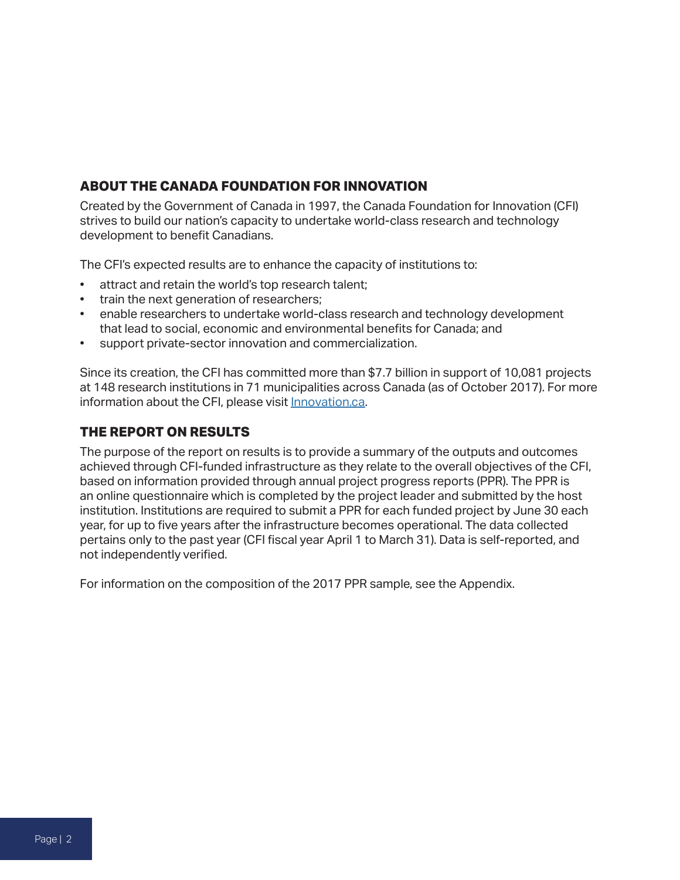## ABOUT THE CANADA FOUNDATION FOR INNOVATION

Created by the Government of Canada in 1997, the Canada Foundation for Innovation (CFI) strives to build our nation's capacity to undertake world-class research and technology development to benefit Canadians.

The CFI's expected results are to enhance the capacity of institutions to:

- attract and retain the world's top research talent;
- train the next generation of researchers;
- enable researchers to undertake world-class research and technology development that lead to social, economic and environmental benefits for Canada; and
- support private-sector innovation and commercialization.

Since its creation, the CFI has committed more than $7.7 billion in support of 10,081 projects at 148 research institutions in 71 municipalities across Canada (as of October 2017). For more information about the CFI, please visit [Innovation.ca](Innovation.ca).

## THE REPORT ON RESULTS

The purpose of the report on results is to provide a summary of the outputs and outcomes achieved through CFI-funded infrastructure as they relate to the overall objectives of the CFI, based on information provided through annual project progress reports (PPR). The PPR is an online questionnaire which is completed by the project leader and submitted by the host institution. Institutions are required to submit a PPR for each funded project by June 30 each year, for up to five years after the infrastructure becomes operational. The data collected pertains only to the past year (CFI fiscal year April 1 to March 31). Data is self-reported, and not independently verified.

For information on the composition of the 2017 PPR sample, see the Appendix.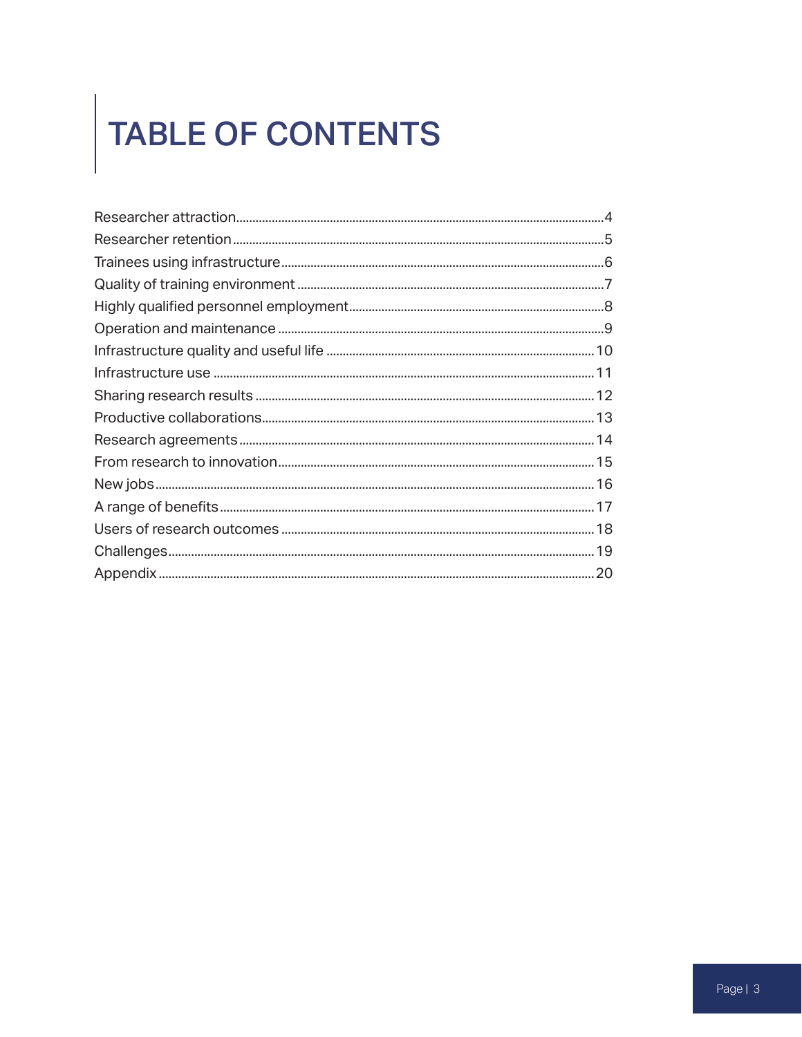# TABLE OF CONTENTS

Researcher attraction....4
Researcher retention....5
Trainees using infrastructure....6
Quality of training environment....7
Highly qualified personnel employment....8
Operation and maintenance....9
Infrastructure quality and useful life....10
Infrastructure use....11
Sharing research results....12
Productive collaborations....13
Research agreements....14
From research to innovation....15
New jobs....16
A range of benefits....17
Users of research outcomes....18
Challenges....19
Appendix....20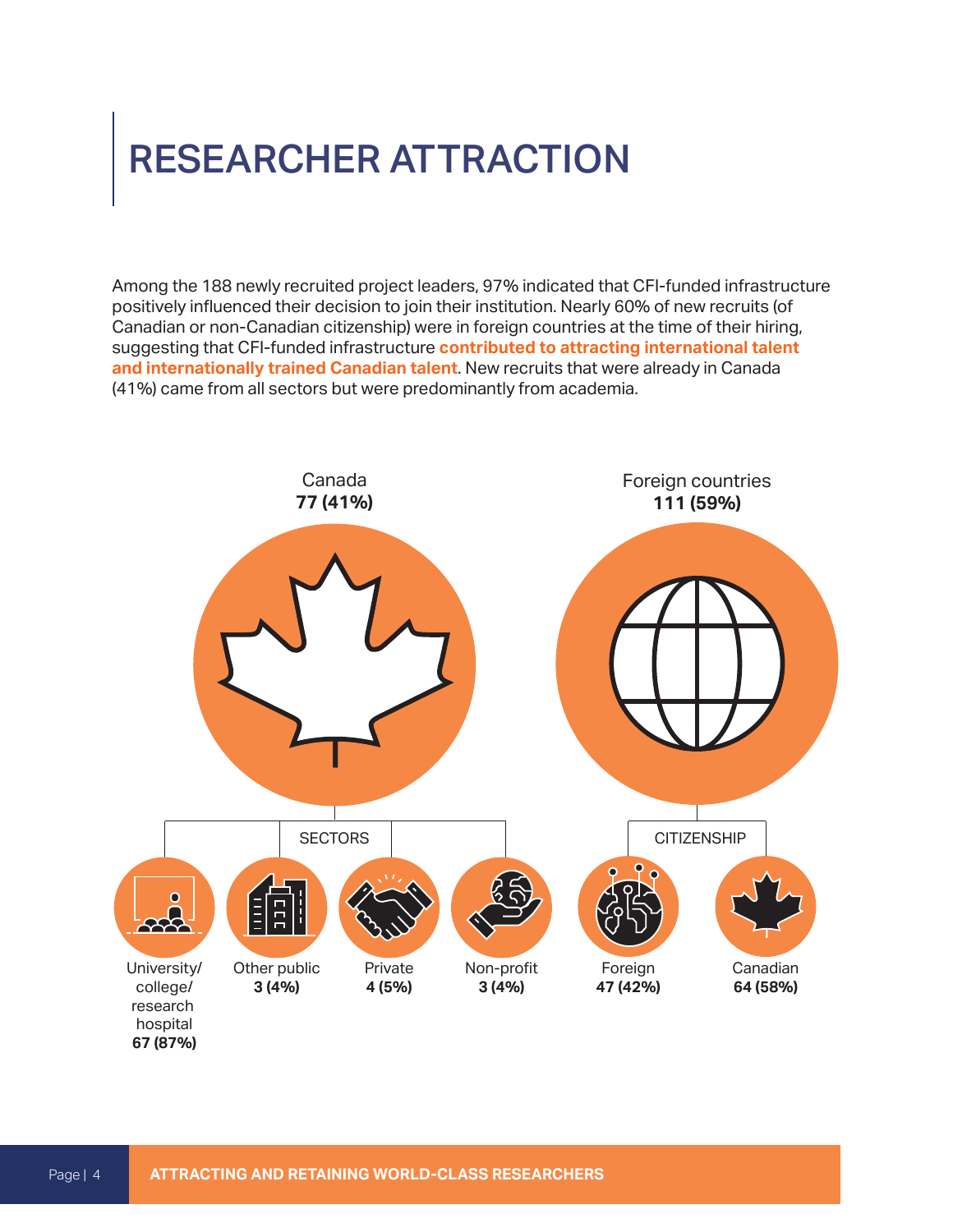# RESEARCHER ATTRACTION

Among the 188 newly recruited project leaders, 97% indicated that CFI-funded infrastructure positively influenced their decision to join their institution. Nearly 60% of new recruits (of Canadian or non-Canadian citizenship) were in foreign countries at the time of their hiring, suggesting that CFI-funded infrastructure **contributed to attracting international talent and internationally trained Canadian talent**. New recruits that were already in Canada (41%) came from all sectors but were predominantly from academia.

Canada
**77 (41%)**

SECTORS

- University/ college/ research hospital **67 (87%)**
- Other public **3 (4%)**
- Private **4 (5%)**
- Non-profit **3 (4%)**

Foreign countries
**111 (59%)**

CITIZENSHIP

- Foreign **47 (42%)**
- Canadian **64 (58%)**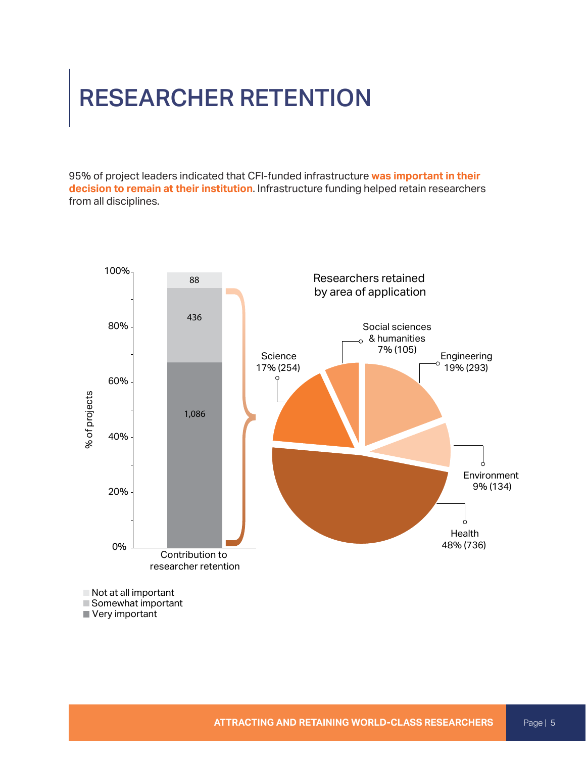# RESEARCHER RETENTION

95% of project leaders indicated that CFI-funded infrastructure **was important in their decision to remain at their institution**. Infrastructure funding helped retain researchers from all disciplines.

| Contribution to researcher retention | Number of projects |
|---|---|
| Not at all important | 88 |
| Somewhat important | 436 |
| Very important | 1,086 |

Researchers retained by area of application

| Area of application | % | Number |
|---|---|---|
| Health | 48% | 736 |
| Engineering | 19% | 293 |
| Science | 17% | 254 |
| Environment | 9% | 134 |
| Social sciences & humanities | 7% | 105 |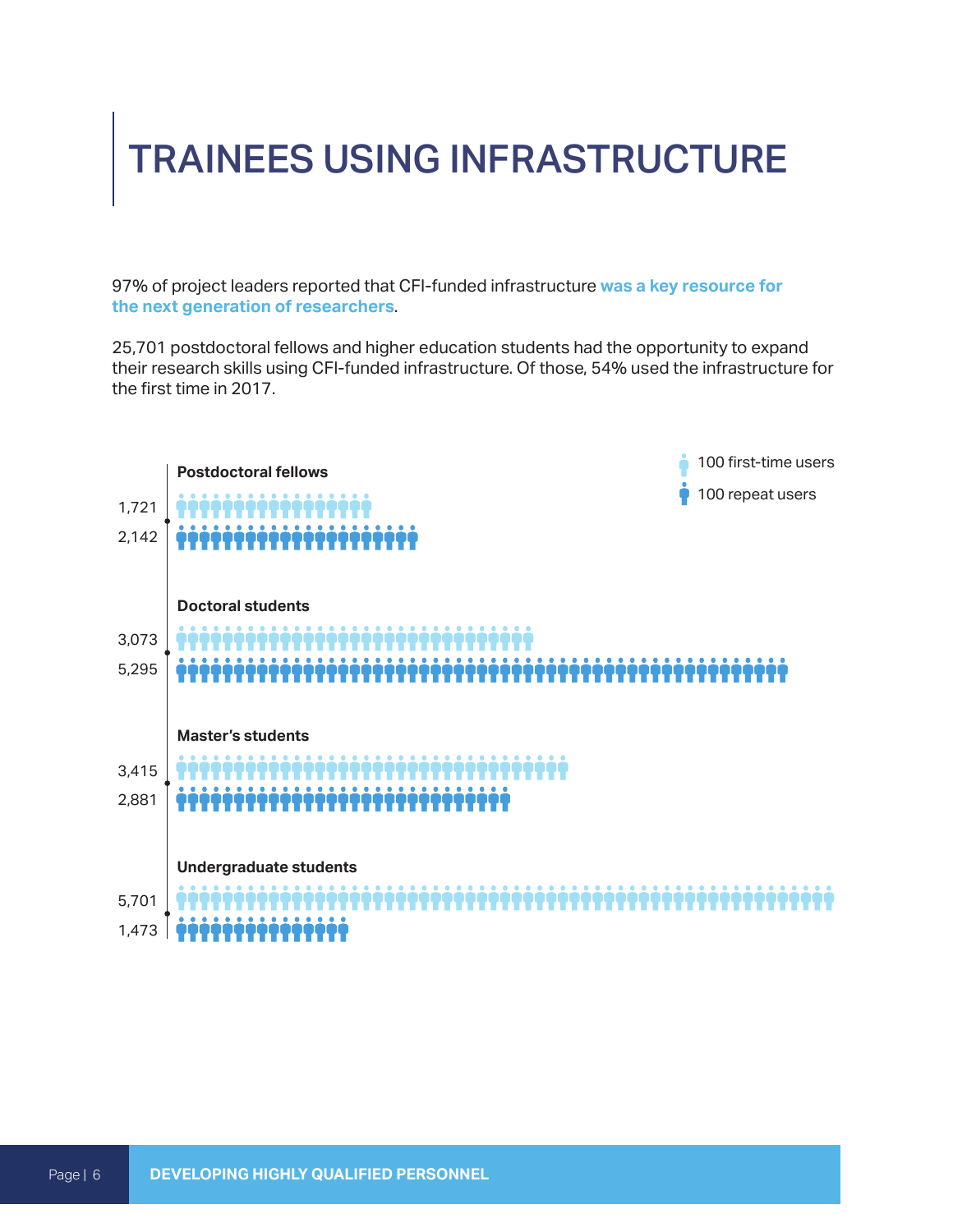# TRAINEES USING INFRASTRUCTURE

97% of project leaders reported that CFI-funded infrastructure **was a key resource for the next generation of researchers**.

25,701 postdoctoral fellows and higher education students had the opportunity to expand their research skills using CFI-funded infrastructure. Of those, 54% used the infrastructure for the first time in 2017.

| | 100 first-time users | 100 repeat users |
|---|---|---|
| **Postdoctoral fellows** | 1,721 | 2,142 |
| **Doctoral students** | 3,073 | 5,295 |
| **Master's students** | 3,415 | 2,881 |
| **Undergraduate students** | 5,701 | 1,473 |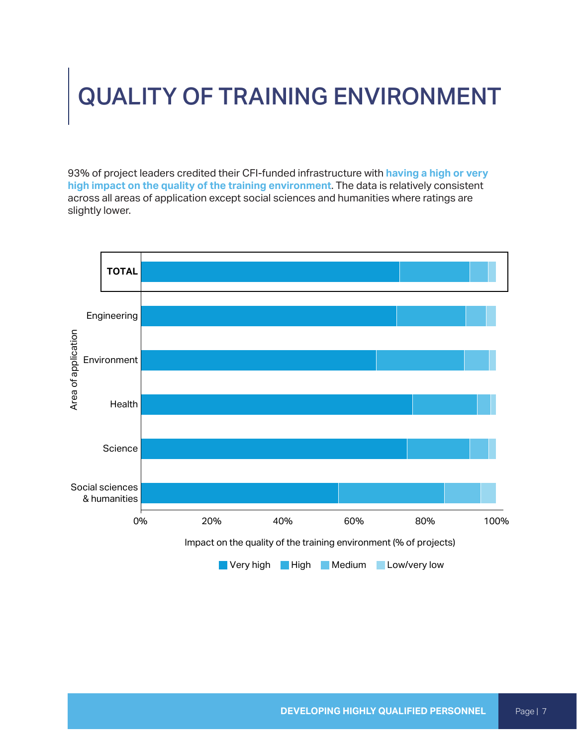# QUALITY OF TRAINING ENVIRONMENT

93% of project leaders credited their CFI-funded infrastructure with **having a high or very high impact on the quality of the training environment**. The data is relatively consistent across all areas of application except social sciences and humanities where ratings are slightly lower.

Area of application: TOTAL, Engineering, Environment, Health, Science, Social sciences & humanities

0% 20% 40% 60% 80% 100%

Impact on the quality of the training environment (% of projects)

Very high High Medium Low/very low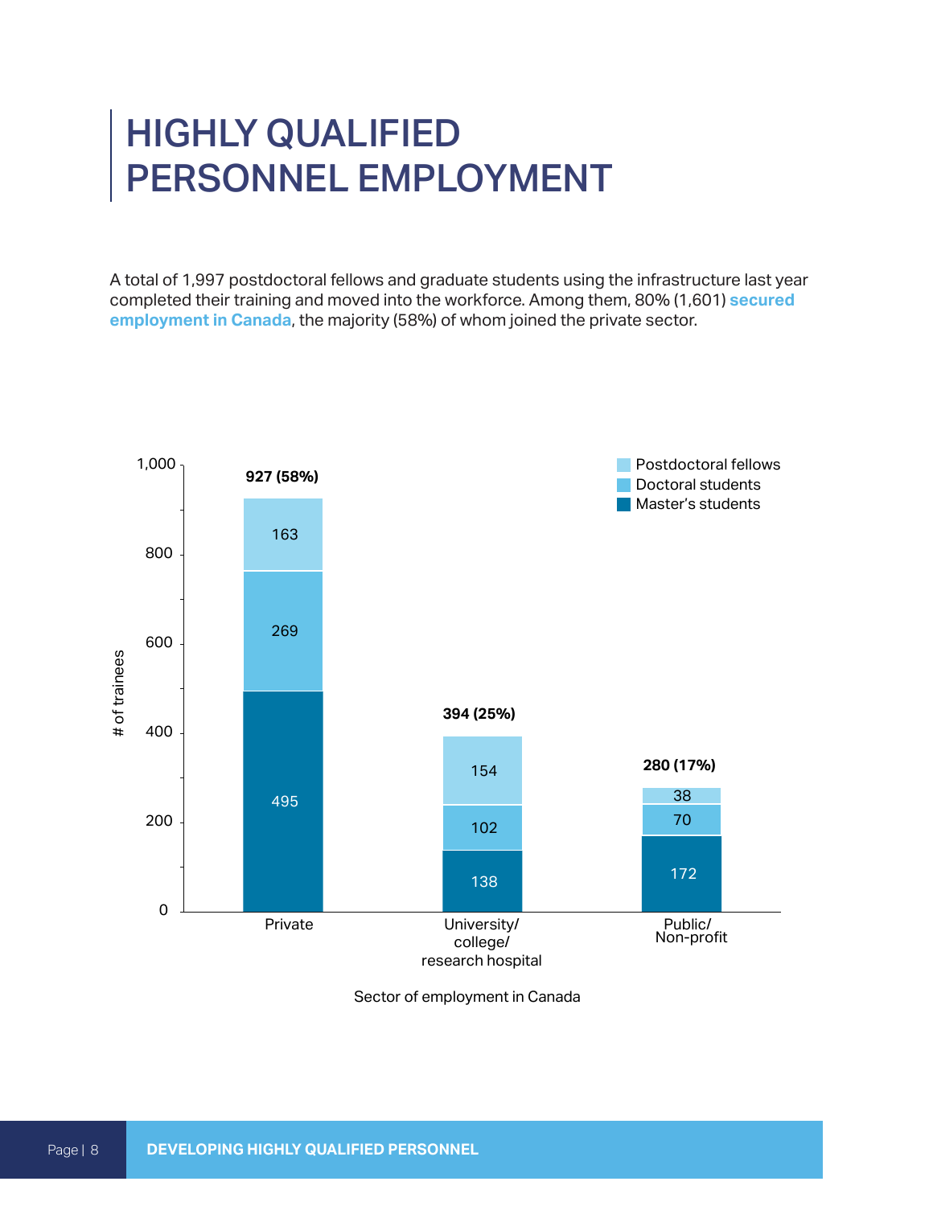# HIGHLY QUALIFIED PERSONNEL EMPLOYMENT

A total of 1,997 postdoctoral fellows and graduate students using the infrastructure last year completed their training and moved into the workforce. Among them, 80% (1,601) **secured employment in Canada**, the majority (58%) of whom joined the private sector.

| Sector of employment in Canada | Master's students | Doctoral students | Postdoctoral fellows | Total |
|---|---|---|---|---|
| Private | 495 | 269 | 163 | 927 (58%) |
| University/ college/ research hospital | 138 | 102 | 154 | 394 (25%) |
| Public/ Non-profit | 172 | 70 | 38 | 280 (17%) |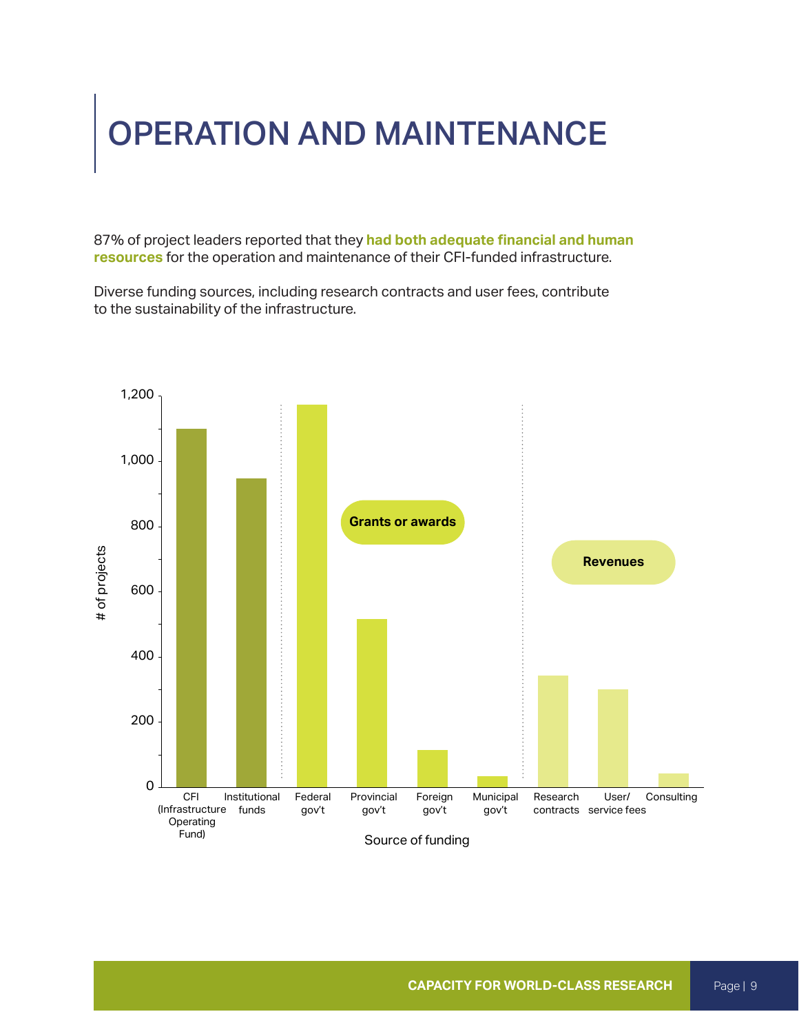# OPERATION AND MAINTENANCE

87% of project leaders reported that they **had both adequate financial and human resources** for the operation and maintenance of their CFI-funded infrastructure.

Diverse funding sources, including research contracts and user fees, contribute to the sustainability of the infrastructure.

# of projects

Grants or awards

Revenues

CFI (Infrastructure Operating Fund) | Institutional funds | Federal gov't | Provincial gov't | Foreign gov't | Municipal gov't | Research contracts | User/ service fees | Consulting

Source of funding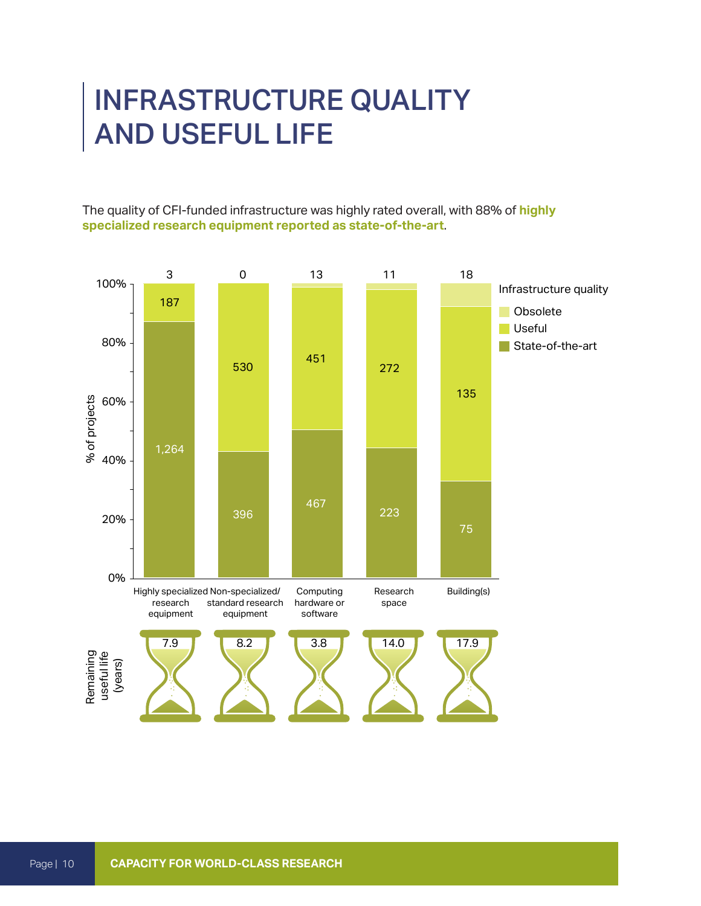# INFRASTRUCTURE QUALITY AND USEFUL LIFE

The quality of CFI-funded infrastructure was highly rated overall, with 88% of **highly specialized research equipment reported as state-of-the-art**.

| Infrastructure quality | Highly specialized research equipment | Non-specialized/ standard research equipment | Computing hardware or software | Research space | Building(s) |
|---|---|---|---|---|---|
| Obsolete | 3 | 0 | 13 | 11 | 18 |
| Useful | 187 | 530 | 451 | 272 | 135 |
| State-of-the-art | 1,264 | 396 | 467 | 223 | 75 |
| Remaining useful life (years) | 7.9 | 8.2 | 3.8 | 14.0 | 17.9 |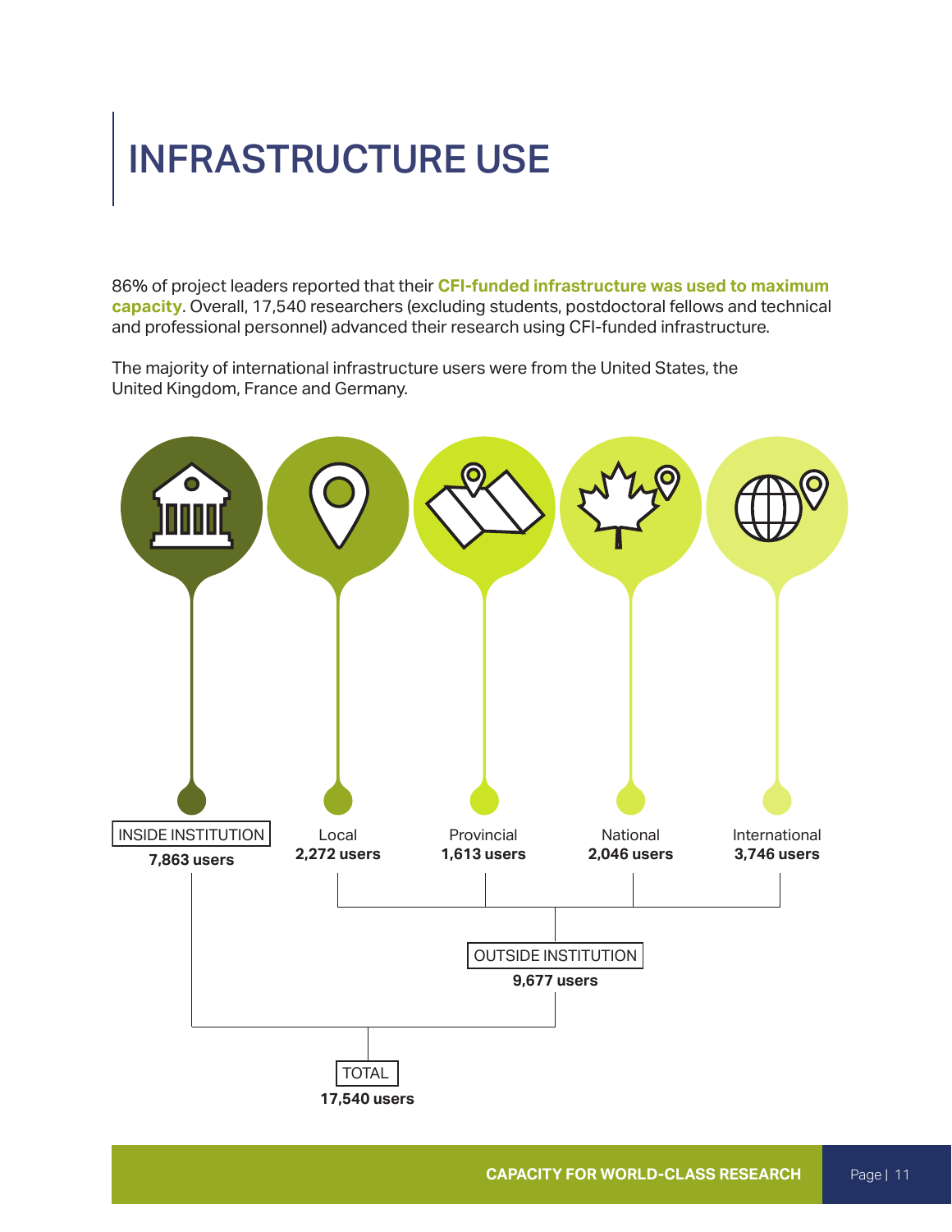# INFRASTRUCTURE USE

86% of project leaders reported that their **CFI-funded infrastructure was used to maximum capacity**. Overall, 17,540 researchers (excluding students, postdoctoral fellows and technical and professional personnel) advanced their research using CFI-funded infrastructure.

The majority of international infrastructure users were from the United States, the United Kingdom, France and Germany.

INSIDE INSTITUTION
**7,863 users**

Local
**2,272 users**

Provincial
**1,613 users**

National
**2,046 users**

International
**3,746 users**

OUTSIDE INSTITUTION
**9,677 users**

TOTAL
**17,540 users**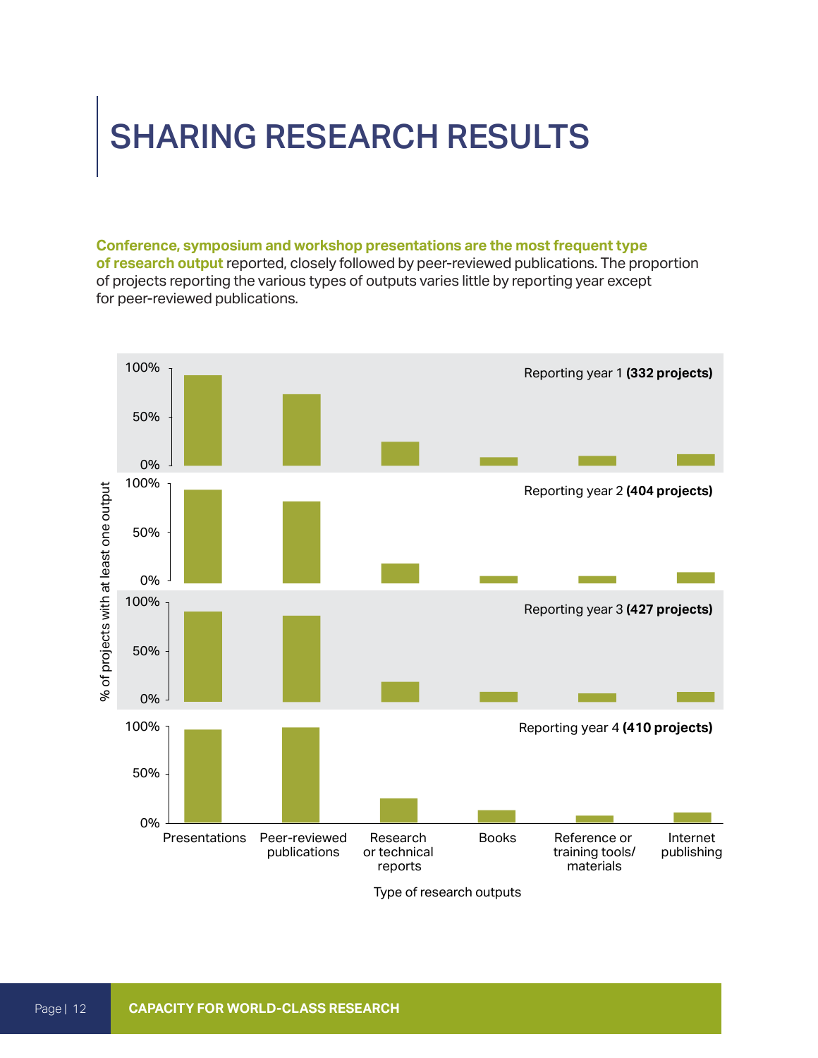# SHARING RESEARCH RESULTS

**Conference, symposium and workshop presentations are the most frequent type of research output** reported, closely followed by peer-reviewed publications. The proportion of projects reporting the various types of outputs varies little by reporting year except for peer-reviewed publications.

Reporting year 1 **(332 projects)**

Reporting year 2 **(404 projects)**

Reporting year 3 **(427 projects)**

Reporting year 4 **(410 projects)**

% of projects with at least one output

Presentations | Peer-reviewed publications | Research or technical reports | Books | Reference or training tools/ materials | Internet publishing

Type of research outputs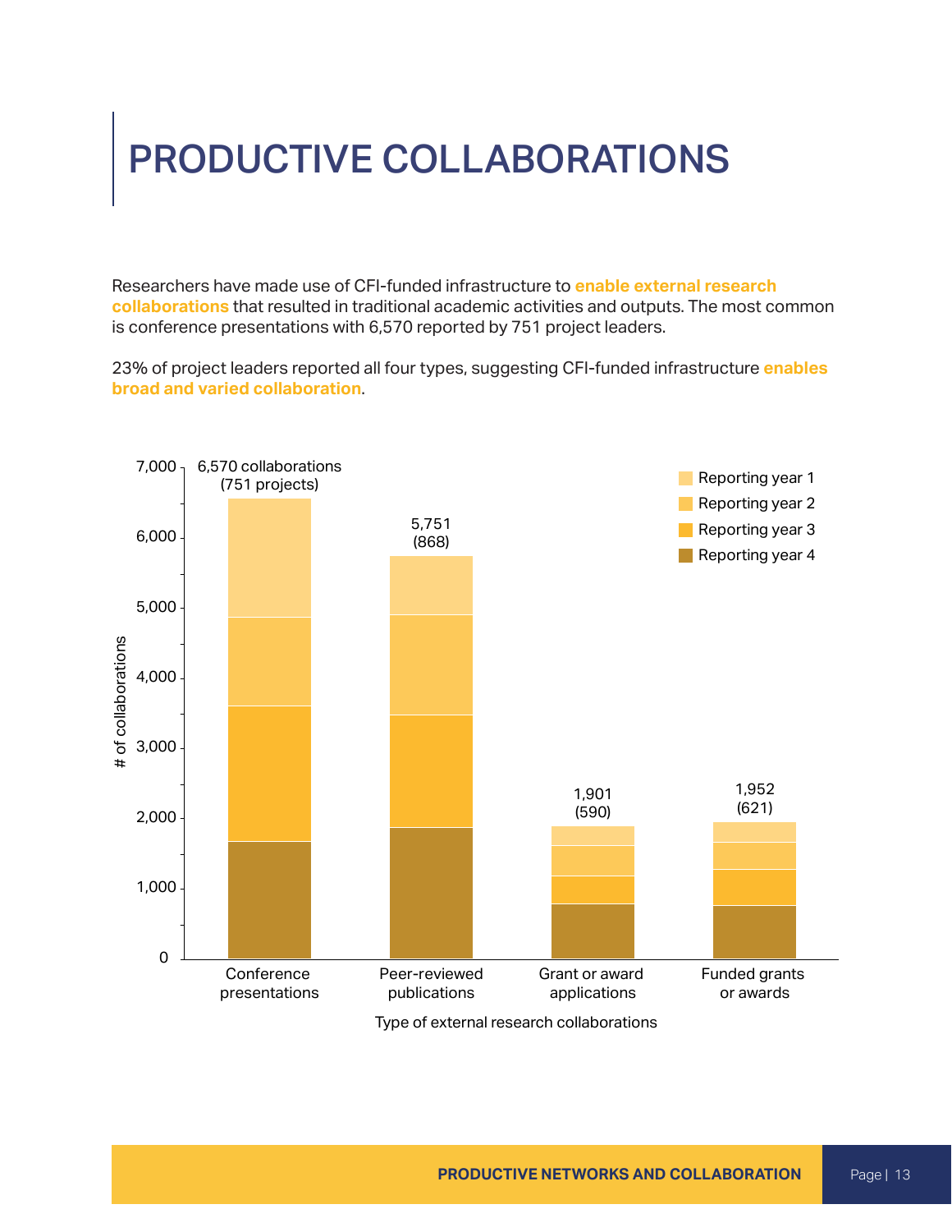# PRODUCTIVE COLLABORATIONS

Researchers have made use of CFI-funded infrastructure to **enable external research collaborations** that resulted in traditional academic activities and outputs. The most common is conference presentations with 6,570 reported by 751 project leaders.

23% of project leaders reported all four types, suggesting CFI-funded infrastructure **enables broad and varied collaboration**.

| Type of external research collaborations | # of collaborations | Projects |
|---|---|---|
| Conference presentations | 6,570 collaborations | (751 projects) |
| Peer-reviewed publications | 5,751 | (868) |
| Grant or award applications | 1,901 | (590) |
| Funded grants or awards | 1,952 | (621) |

Legend: Reporting year 1, Reporting year 2, Reporting year 3, Reporting year 4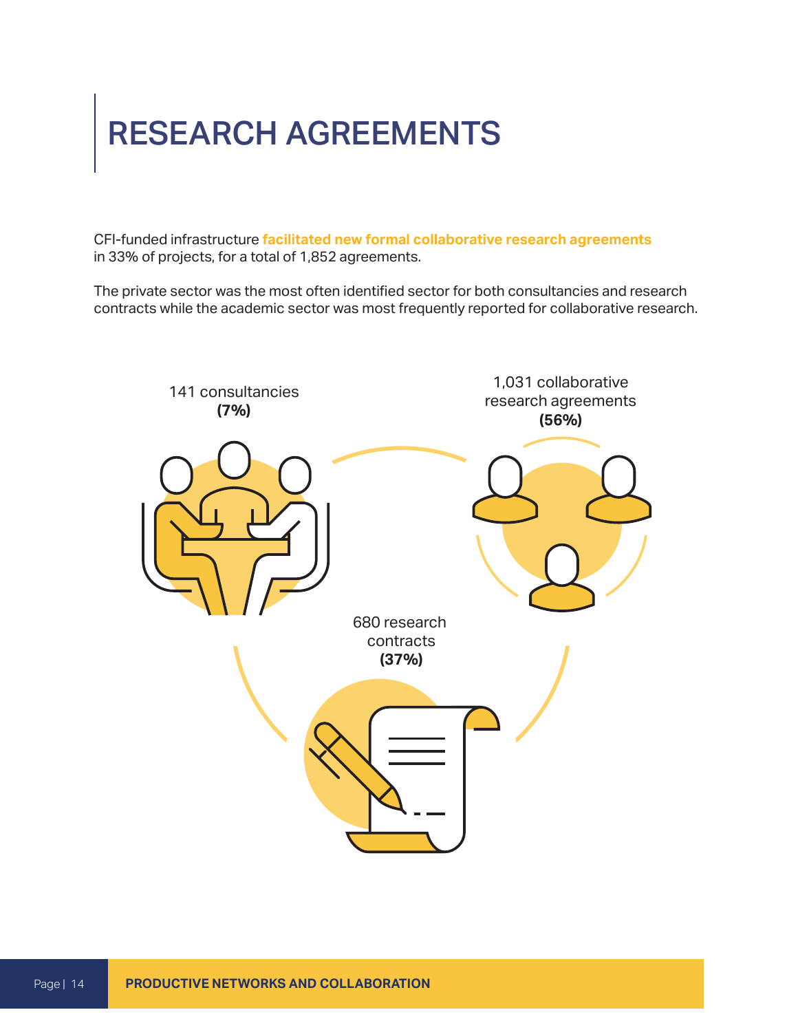# RESEARCH AGREEMENTS

CFI-funded infrastructure **facilitated new formal collaborative research agreements** in 33% of projects, for a total of 1,852 agreements.

The private sector was the most often identified sector for both consultancies and research contracts while the academic sector was most frequently reported for collaborative research.

141 consultancies **(7%)**

1,031 collaborative research agreements **(56%)**

680 research contracts **(37%)**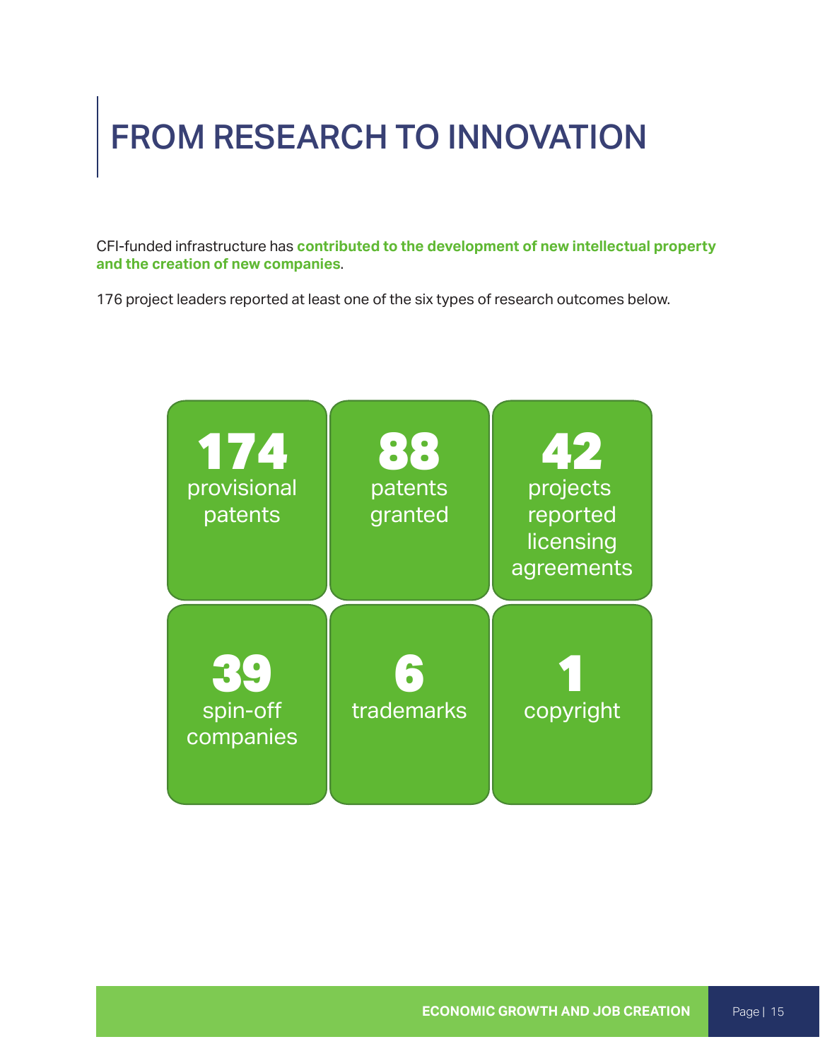# FROM RESEARCH TO INNOVATION

CFI-funded infrastructure has **contributed to the development of new intellectual property and the creation of new companies**.

176 project leaders reported at least one of the six types of research outcomes below.

**174** provisional patents

**88** patents granted

**42** projects reported licensing agreements

**39** spin-off companies

**6** trademarks

**1** copyright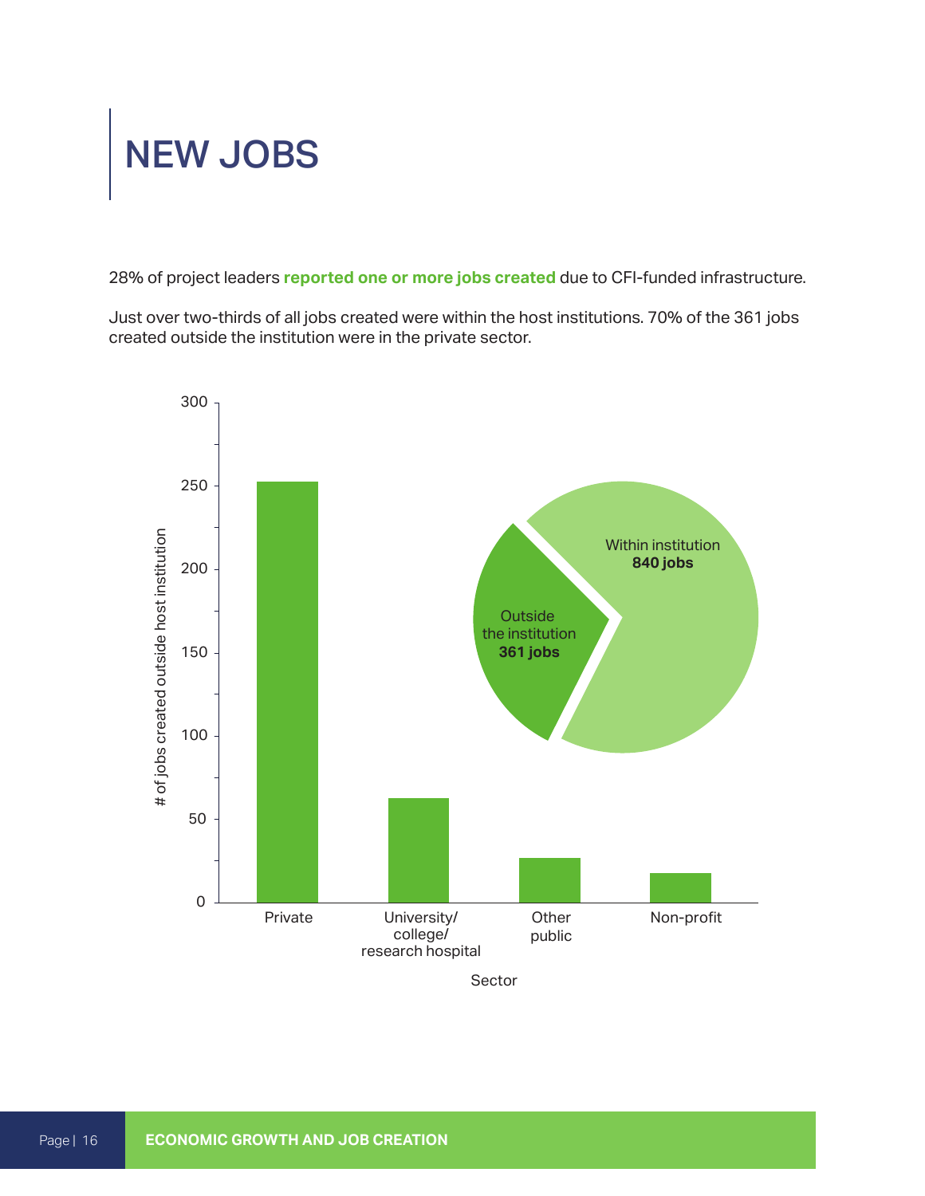# NEW JOBS

28% of project leaders **reported one or more jobs created** due to CFI-funded infrastructure.

Just over two-thirds of all jobs created were within the host institutions. 70% of the 361 jobs created outside the institution were in the private sector.

300

250

200

150

100

50

0

# of jobs created outside host institution

Private

University/ college/ research hospital

Other public

Non-profit

Sector

Within institution **840 jobs**

Outside the institution **361 jobs**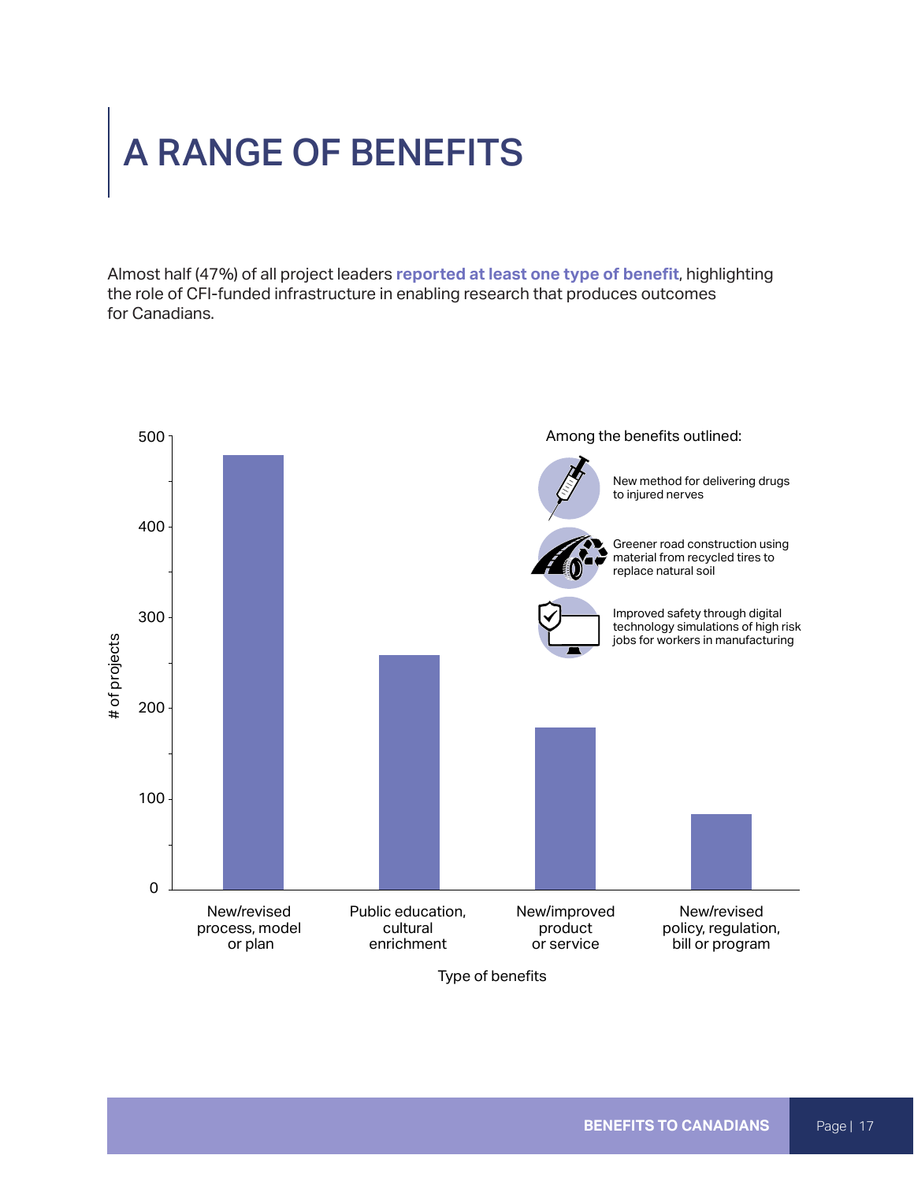# A RANGE OF BENEFITS

Almost half (47%) of all project leaders **reported at least one type of benefit**, highlighting the role of CFI-funded infrastructure in enabling research that produces outcomes for Canadians.

Among the benefits outlined:

- New method for delivering drugs to injured nerves
- Greener road construction using material from recycled tires to replace natural soil
- Improved safety through digital technology simulations of high risk jobs for workers in manufacturing

| Type of benefits | # of projects |
|---|---|
| New/revised process, model or plan | ~480 |
| Public education, cultural enrichment | ~258 |
| New/improved product or service | ~178 |
| New/revised policy, regulation, bill or program | ~83 |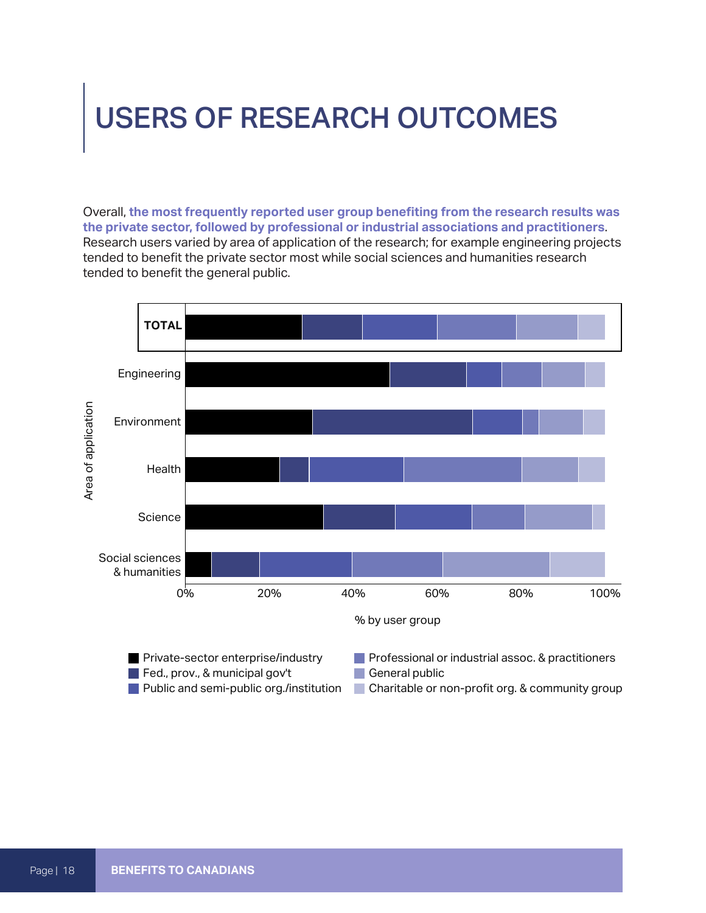# USERS OF RESEARCH OUTCOMES

Overall, **the most frequently reported user group benefiting from the research results was the private sector, followed by professional or industrial associations and practitioners**. Research users varied by area of application of the research; for example engineering projects tended to benefit the private sector most while social sciences and humanities research tended to benefit the general public.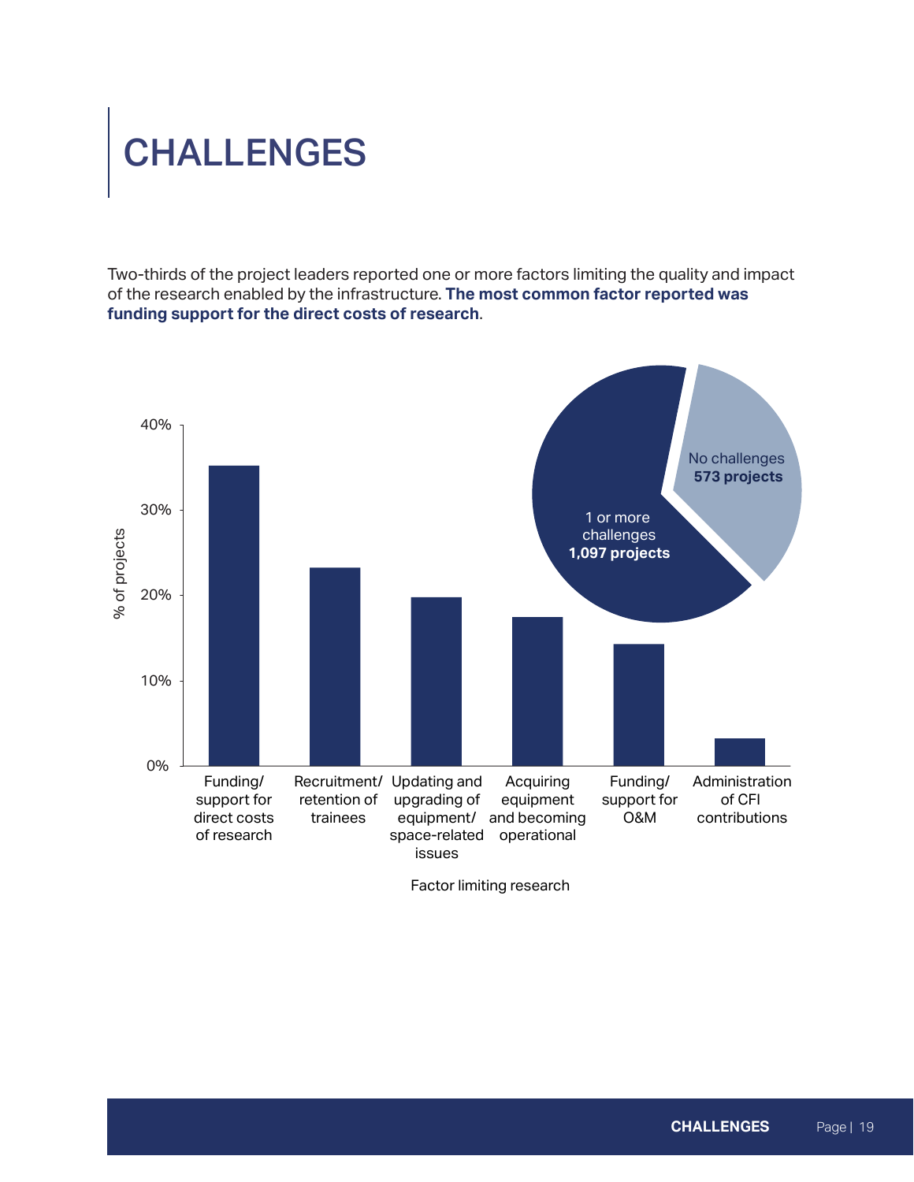# CHALLENGES

Two-thirds of the project leaders reported one or more factors limiting the quality and impact of the research enabled by the infrastructure. **The most common factor reported was funding support for the direct costs of research**.

No challenges **573 projects**

1 or more challenges **1,097 projects**

| Factor limiting research | % of projects |
| --- | --- |
| Funding/support for direct costs of research | ~35% |
| Recruitment/retention of trainees | ~23% |
| Updating and upgrading of equipment/space-related issues | ~20% |
| Acquiring equipment and becoming operational | ~17% |
| Funding/support for O&M | ~14% |
| Administration of CFI contributions | ~3% |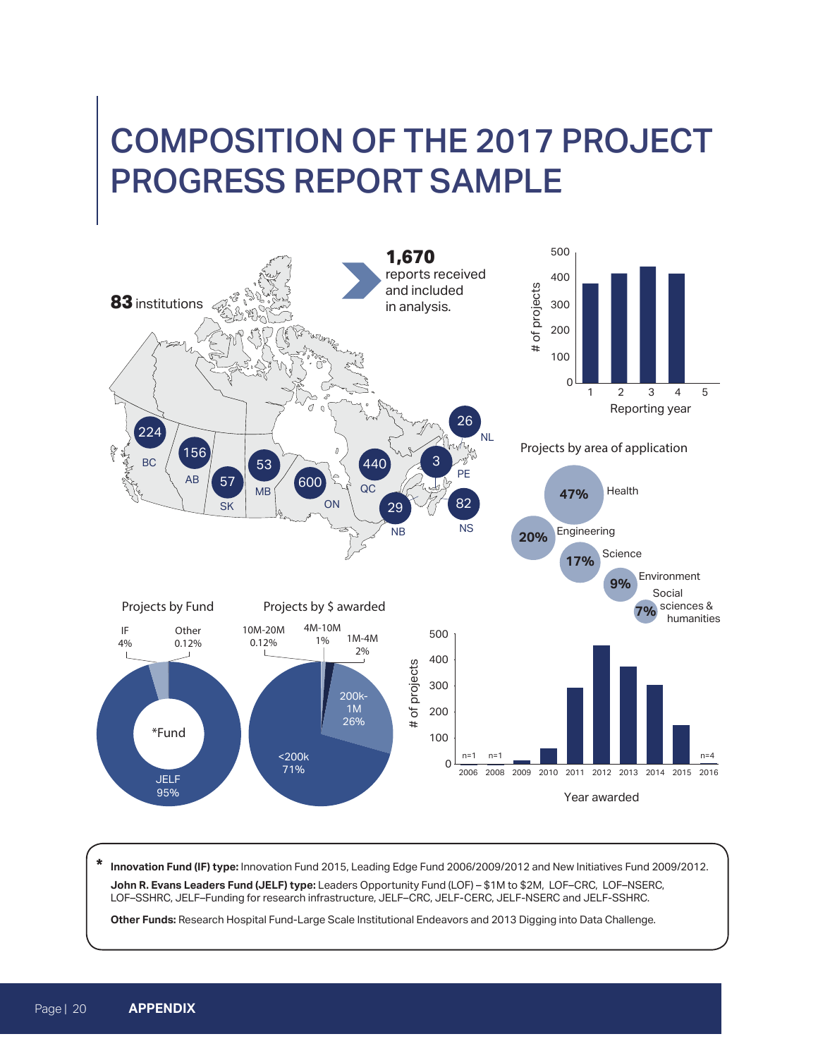# COMPOSITION OF THE 2017 PROJECT PROGRESS REPORT SAMPLE

**83** institutions

**1,670** reports received and included in analysis.

| Province | Reports |
|---|---|
| BC | 224 |
| AB | 156 |
| SK | 57 |
| MB | 53 |
| ON | 600 |
| QC | 440 |
| NB | 29 |
| NS | 82 |
| PE | 3 |
| NL | 26 |

Projects by area of application

- Health 47%
- Engineering 20%
- Science 17%
- Environment 9%
- Social sciences & humanities 7%

Projects by Fund

- JELF 95%
- IF 4%
- Other 0.12%

*Fund

Projects by $ awarded

- <200k 71%
- 200k-1M 26%
- 1M-4M 2%
- 4M-10M 1%
- 10M-20M 0.12%

Year awarded: 2006 (n=1), 2008 (n=1), 2009, 2010, 2011, 2012, 2013, 2014, 2015, 2016 (n=4)

Reporting year: 1, 2, 3, 4, 5

\* **Innovation Fund (IF) type:** Innovation Fund 2015, Leading Edge Fund 2006/2009/2012 and New Initiatives Fund 2009/2012.

**John R. Evans Leaders Fund (JELF) type:** Leaders Opportunity Fund (LOF) – $1M to $2M, LOF–CRC, LOF–NSERC, LOF–SSHRC, JELF–Funding for research infrastructure, JELF–CRC, JELF-CERC, JELF-NSERC and JELF-SSHRC.

**Other Funds:** Research Hospital Fund-Large Scale Institutional Endeavors and 2013 Digging into Data Challenge.